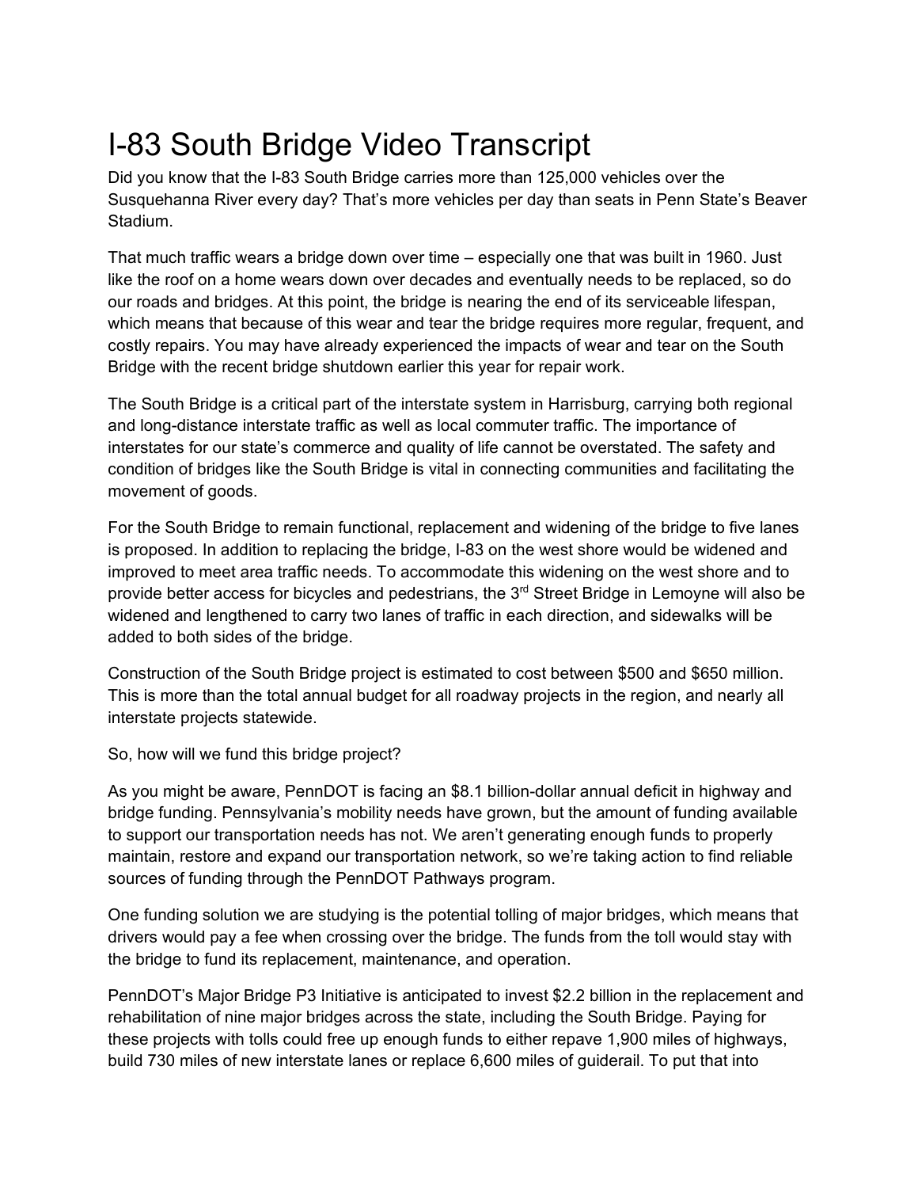# I-83 South Bridge Video Transcript

Did you know that the I-83 South Bridge carries more than 125,000 vehicles over the Susquehanna River every day? That's more vehicles per day than seats in Penn State's Beaver Stadium.

That much traffic wears a bridge down over time – especially one that was built in 1960. Just like the roof on a home wears down over decades and eventually needs to be replaced, so do our roads and bridges. At this point, the bridge is nearing the end of its serviceable lifespan, which means that because of this wear and tear the bridge requires more regular, frequent, and costly repairs. You may have already experienced the impacts of wear and tear on the South Bridge with the recent bridge shutdown earlier this year for repair work.

The South Bridge is a critical part of the interstate system in Harrisburg, carrying both regional and long-distance interstate traffic as well as local commuter traffic. The importance of interstates for our state's commerce and quality of life cannot be overstated. The safety and condition of bridges like the South Bridge is vital in connecting communities and facilitating the movement of goods.

For the South Bridge to remain functional, replacement and widening of the bridge to five lanes is proposed. In addition to replacing the bridge, I-83 on the west shore would be widened and improved to meet area traffic needs. To accommodate this widening on the west shore and to provide better access for bicycles and pedestrians, the 3rd Street Bridge in Lemoyne will also be widened and lengthened to carry two lanes of traffic in each direction, and sidewalks will be added to both sides of the bridge.

Construction of the South Bridge project is estimated to cost between $500 and $650 million. This is more than the total annual budget for all roadway projects in the region, and nearly all interstate projects statewide.

So, how will we fund this bridge project?

As you might be aware, PennDOT is facing an $8.1 billion-dollar annual deficit in highway and bridge funding. Pennsylvania's mobility needs have grown, but the amount of funding available to support our transportation needs has not. We aren't generating enough funds to properly maintain, restore and expand our transportation network, so we're taking action to find reliable sources of funding through the PennDOT Pathways program.

One funding solution we are studying is the potential tolling of major bridges, which means that drivers would pay a fee when crossing over the bridge. The funds from the toll would stay with the bridge to fund its replacement, maintenance, and operation.

PennDOT's Major Bridge P3 Initiative is anticipated to invest $2.2 billion in the replacement and rehabilitation of nine major bridges across the state, including the South Bridge. Paying for these projects with tolls could free up enough funds to either repave 1,900 miles of highways, build 730 miles of new interstate lanes or replace 6,600 miles of guiderail. To put that into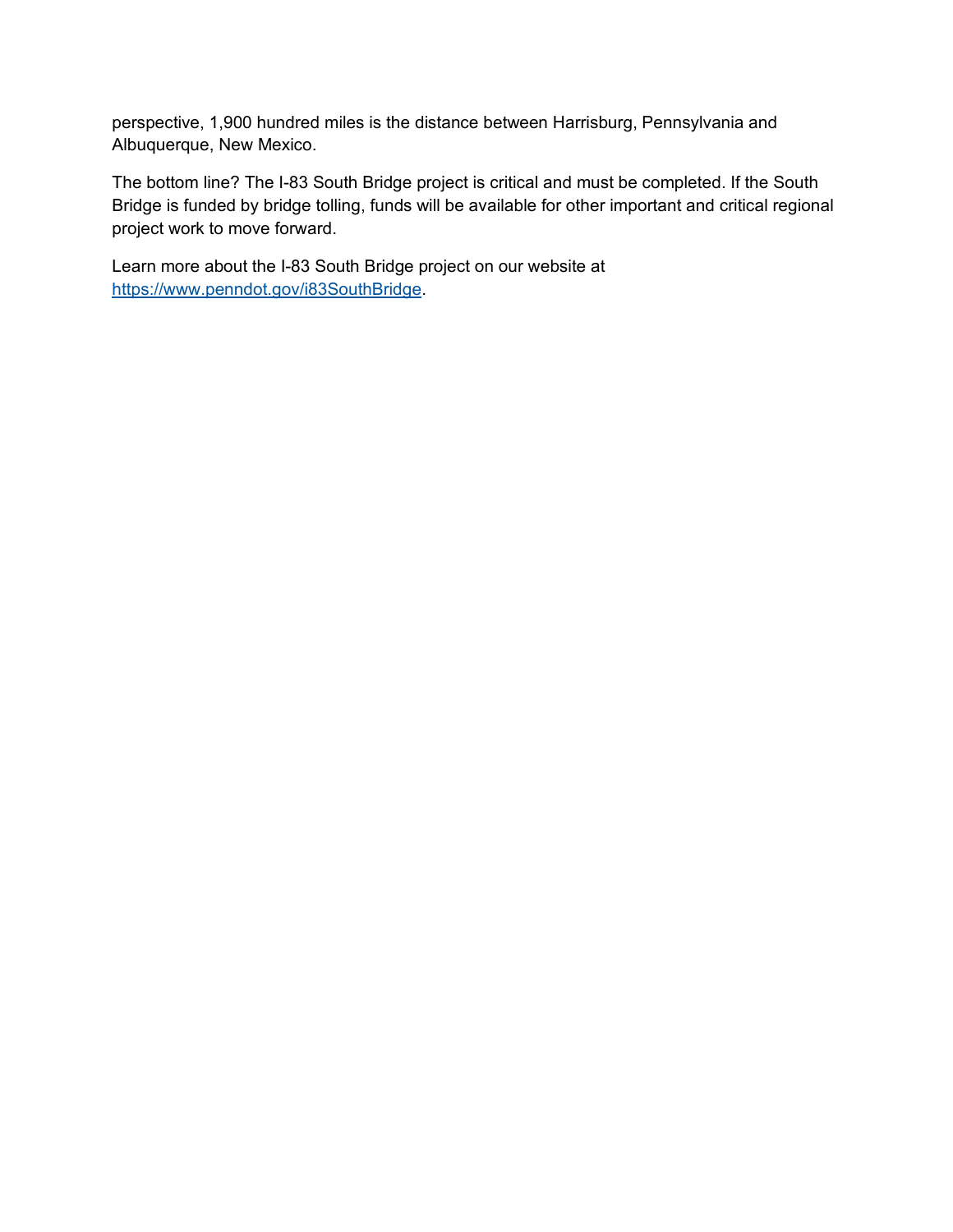perspective, 1,900 hundred miles is the distance between Harrisburg, Pennsylvania and Albuquerque, New Mexico.

The bottom line? The I-83 South Bridge project is critical and must be completed. If the South Bridge is funded by bridge tolling, funds will be available for other important and critical regional project work to move forward.

Learn more about the I-83 South Bridge project on our website at [https://www.penndot.gov/i83SouthBridge](https://www.penndot.gov/i83SouthBridge).